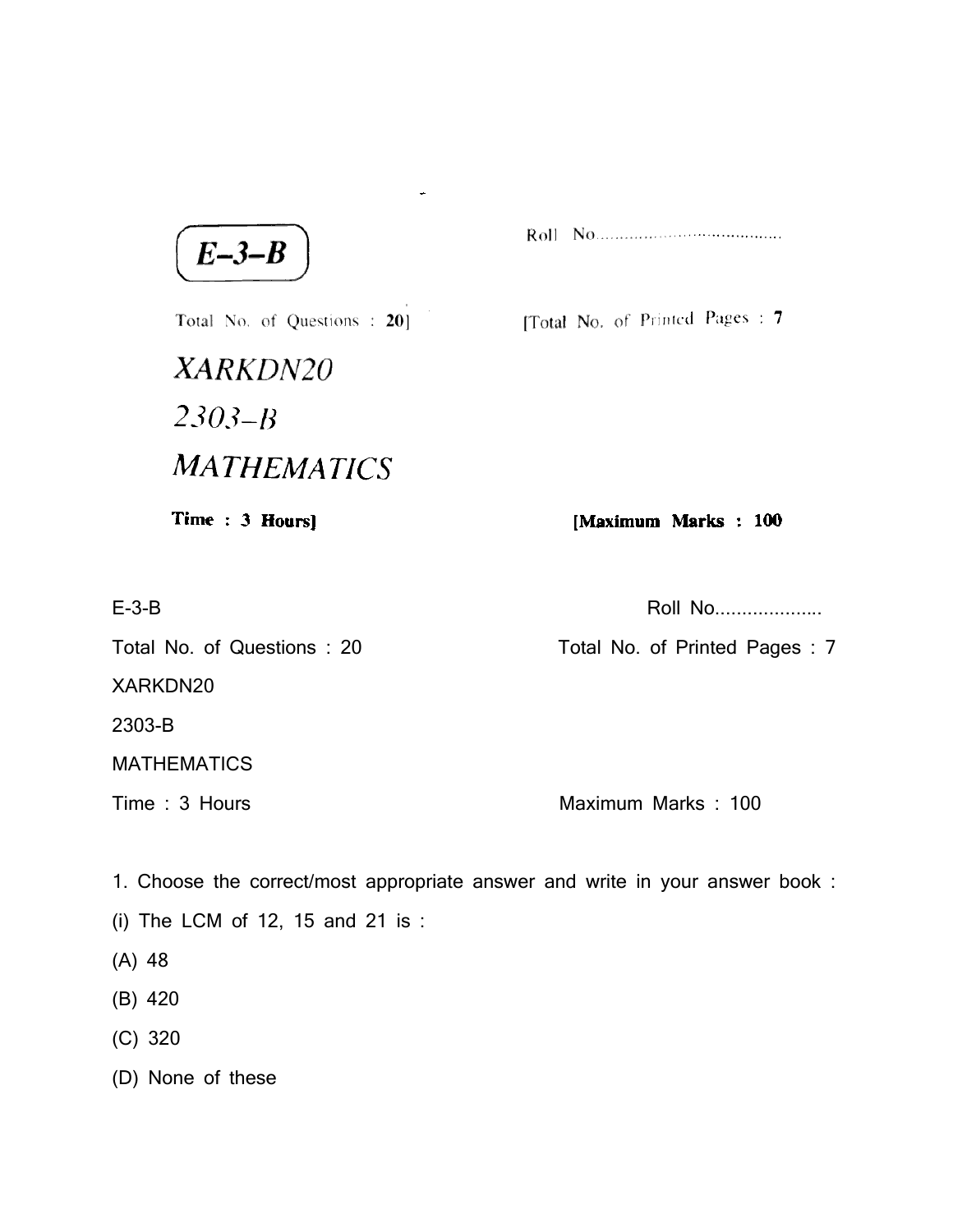E-3-B

Roll No....................................

Total No. of Questions : 20

Total No. of Printed Pages : 7

*XARKDN20*

*2303–B*

# *MATHEMATICS*

**Time : 3 Hours**

**Maximum Marks : 100**

E-3-B

Roll No...................

Total No. of Questions : 20

Total No. of Printed Pages : 7

XARKDN20

2303-B

MATHEMATICS

Time : 3 Hours

Maximum Marks : 100

1. Choose the correct/most appropriate answer and write in your answer book :

(i) The LCM of 12, 15 and 21 is :

(A) 48

(B) 420

(C) 320

(D) None of these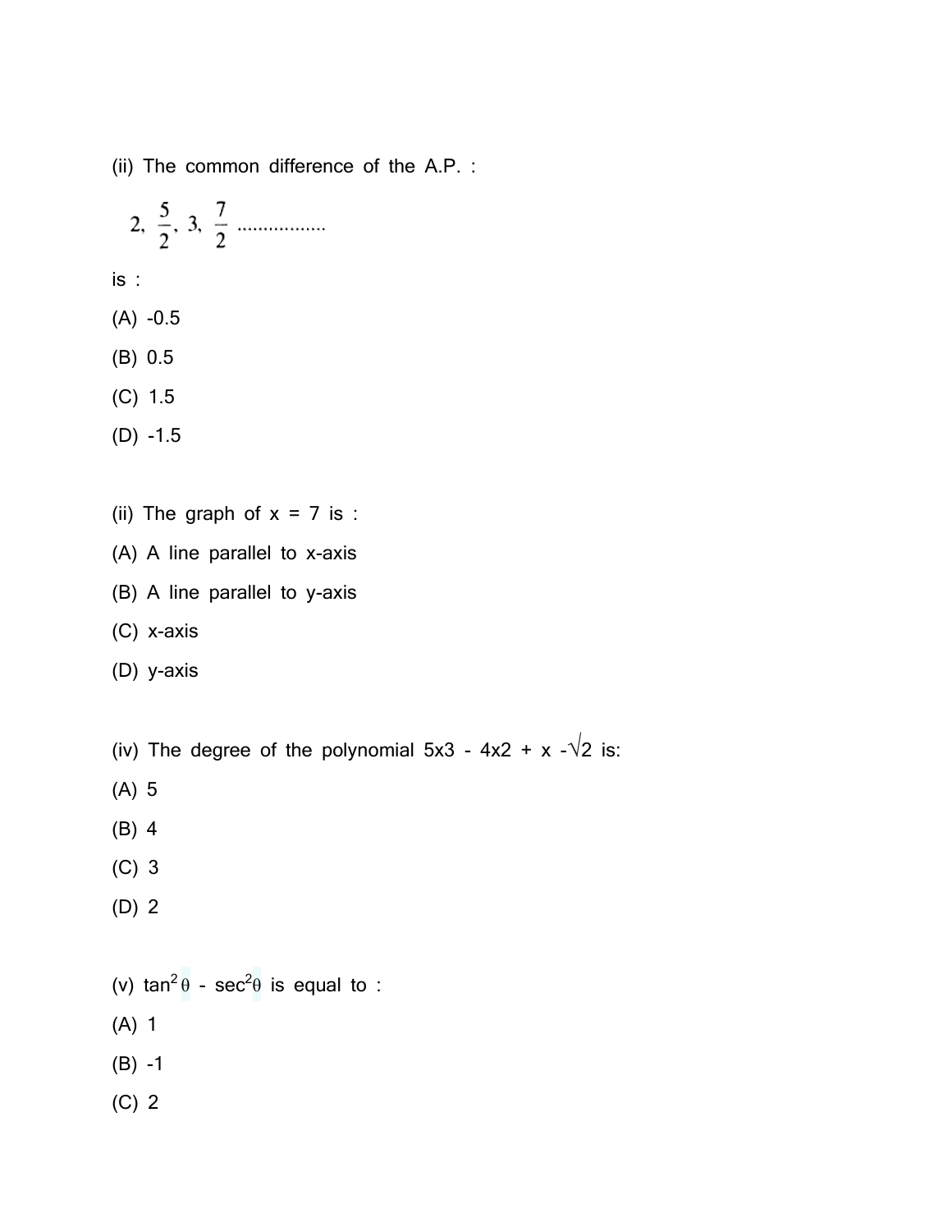(ii) The common difference of the A.P. :

$$2, \frac{5}{2}, 3, \frac{7}{2} \ldots\ldots\ldots\ldots\ldots\ldots$$

is :

(A) -0.5

(B) 0.5

(C) 1.5

(D) -1.5

(ii) The graph of $x = 7$ is :

(A) A line parallel to x-axis

(B) A line parallel to y-axis

(C) x-axis

(D) y-axis

(iv) The degree of the polynomial 5x3 - 4x2 + x -√2 is:

(A) 5

(B) 4

(C) 3

(D) 2

(v) $\tan^2\theta - \sec^2\theta$ is equal to :

(A) 1

(B) -1

(C) 2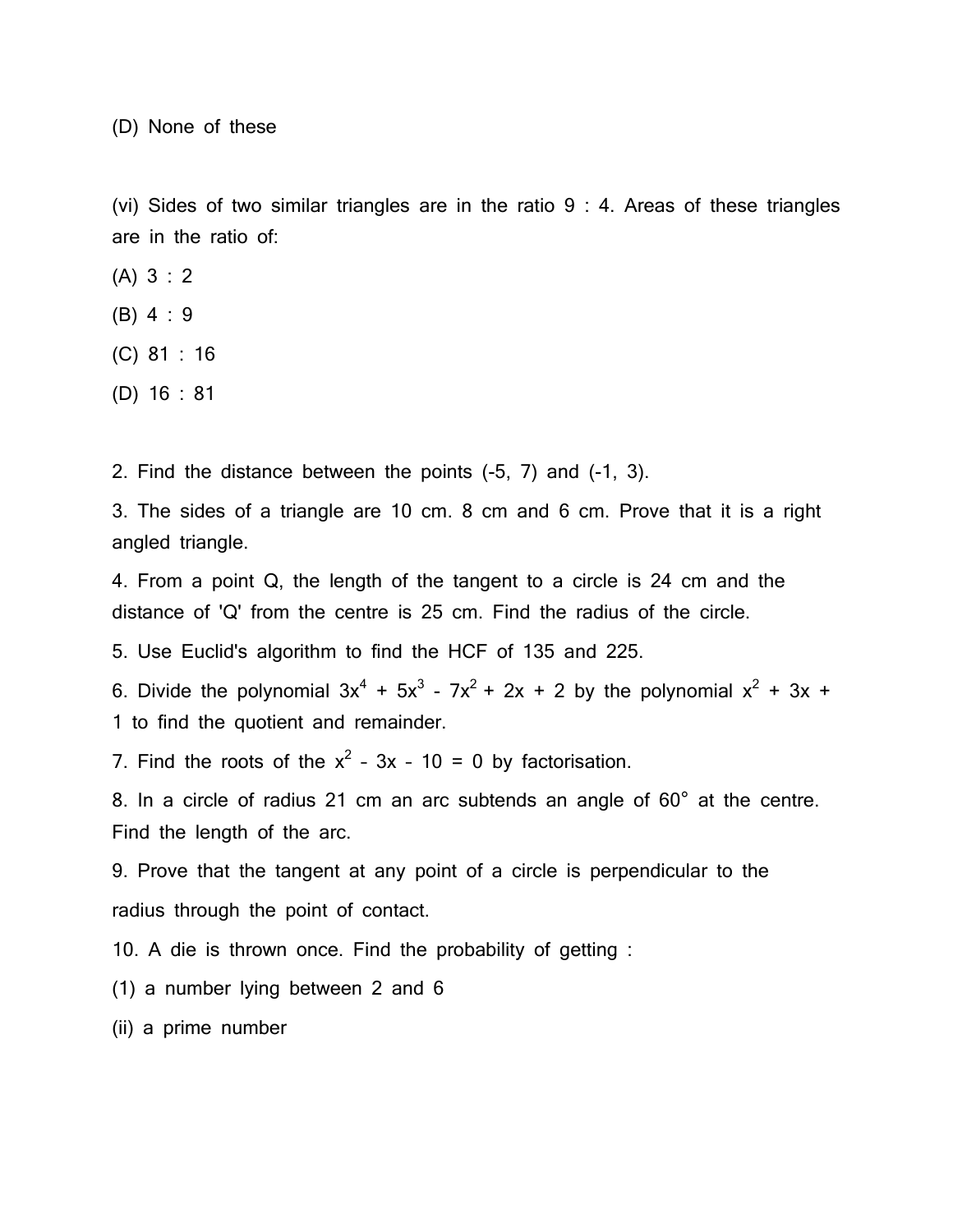(D) None of these

(vi) Sides of two similar triangles are in the ratio 9 : 4. Areas of these triangles are in the ratio of:

(A) 3 : 2

(B) 4 : 9

(C) 81 : 16

(D) 16 : 81

2. Find the distance between the points (-5, 7) and (-1, 3).

3. The sides of a triangle are 10 cm. 8 cm and 6 cm. Prove that it is a right angled triangle.

4. From a point Q, the length of the tangent to a circle is 24 cm and the distance of 'Q' from the centre is 25 cm. Find the radius of the circle.

5. Use Euclid's algorithm to find the HCF of 135 and 225.

6. Divide the polynomial $3x^4 + 5x^3 - 7x^2 + 2x + 2$ by the polynomial $x^2 + 3x + 1$ to find the quotient and remainder.

7. Find the roots of the $x^2 - 3x - 10 = 0$ by factorisation.

8. In a circle of radius 21 cm an arc subtends an angle of 60° at the centre. Find the length of the arc.

9. Prove that the tangent at any point of a circle is perpendicular to the radius through the point of contact.

10. A die is thrown once. Find the probability of getting :

(1) a number lying between 2 and 6

(ii) a prime number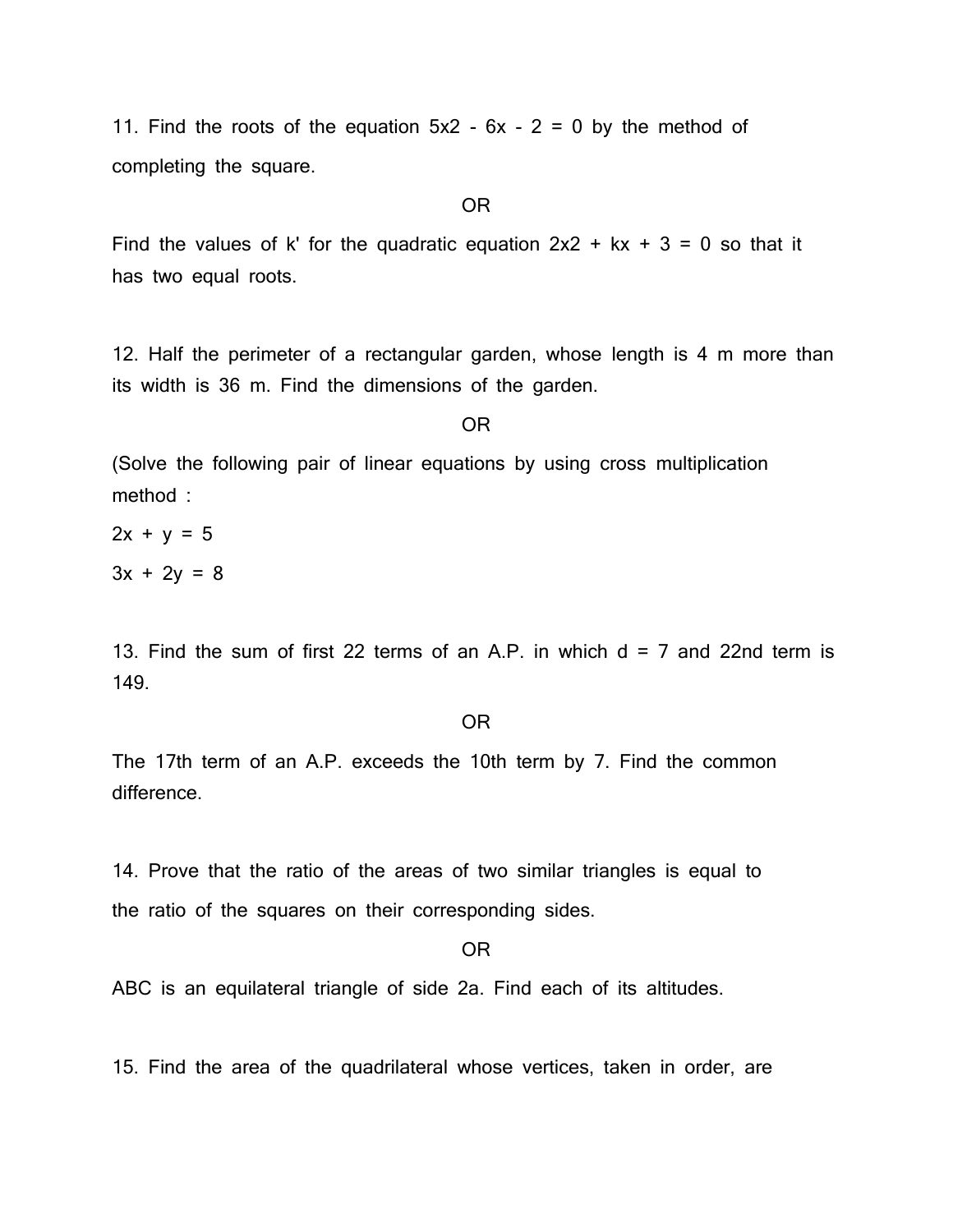11. Find the roots of the equation 5x2 - 6x - 2 = 0 by the method of completing the square.

OR

Find the values of k' for the quadratic equation 2x2 + kx + 3 = 0 so that it has two equal roots.

12. Half the perimeter of a rectangular garden, whose length is 4 m more than its width is 36 m. Find the dimensions of the garden.

OR

(Solve the following pair of linear equations by using cross multiplication method :

$2x + y = 5$

$3x + 2y = 8$

13. Find the sum of first 22 terms of an A.P. in which d = 7 and 22nd term is 149.

OR

The 17th term of an A.P. exceeds the 10th term by 7. Find the common difference.

14. Prove that the ratio of the areas of two similar triangles is equal to the ratio of the squares on their corresponding sides.

OR

ABC is an equilateral triangle of side 2a. Find each of its altitudes.

15. Find the area of the quadrilateral whose vertices, taken in order, are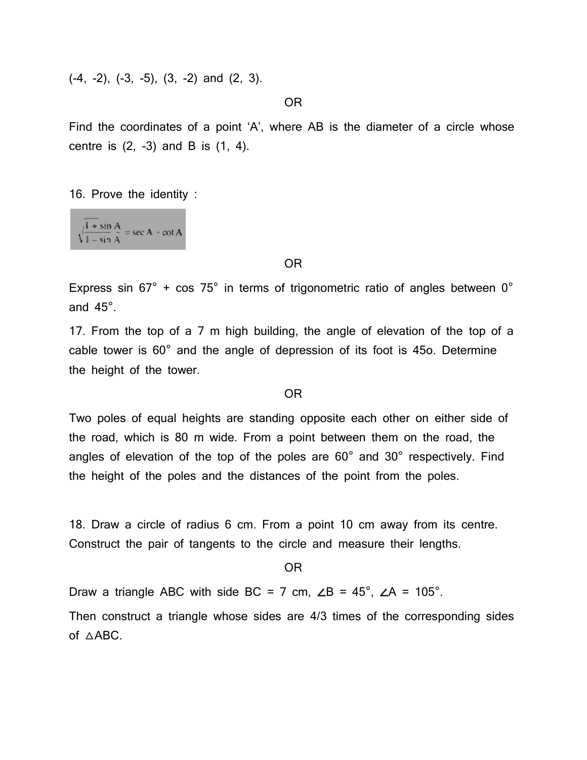(-4, -2), (-3, -5), (3, -2) and (2, 3).

OR

Find the coordinates of a point 'A', where AB is the diameter of a circle whose centre is (2, -3) and B is (1, 4).

16. Prove the identity :

$$\sqrt{\frac{1 + \sin A}{1 - \sin A}} = \sec A + \cot A$$

OR

Express sin 67° + cos 75° in terms of trigonometric ratio of angles between 0° and 45°.

17. From the top of a 7 m high building, the angle of elevation of the top of a cable tower is 60° and the angle of depression of its foot is 45o. Determine the height of the tower.

OR

Two poles of equal heights are standing opposite each other on either side of the road, which is 80 m wide. From a point between them on the road, the angles of elevation of the top of the poles are 60° and 30° respectively. Find the height of the poles and the distances of the point from the poles.

18. Draw a circle of radius 6 cm. From a point 10 cm away from its centre. Construct the pair of tangents to the circle and measure their lengths.

OR

Draw a triangle ABC with side BC = 7 cm, ∠B = 45°, ∠A = 105°.

Then construct a triangle whose sides are 4/3 times of the corresponding sides of △ABC.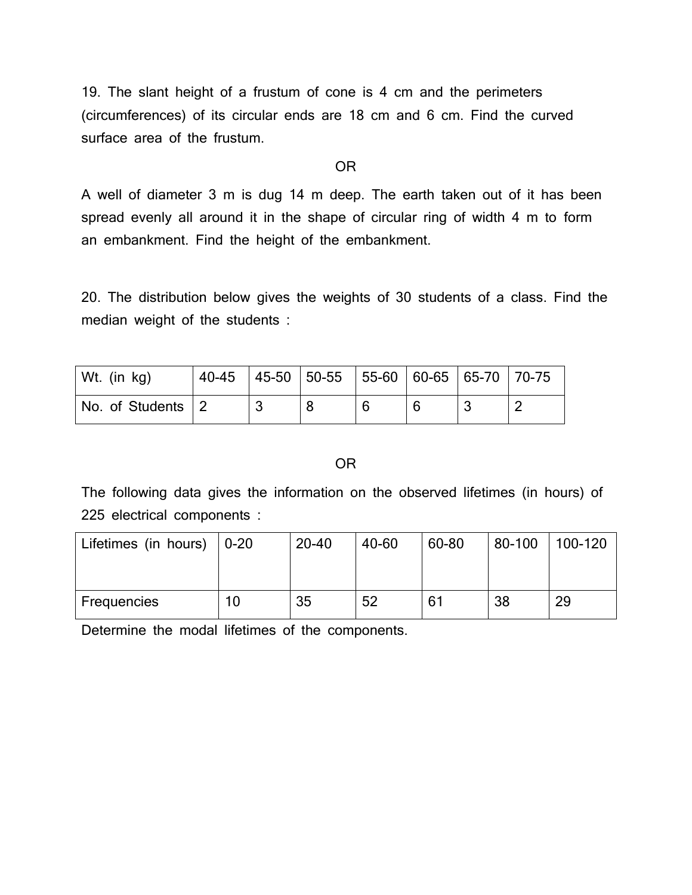19. The slant height of a frustum of cone is 4 cm and the perimeters (circumferences) of its circular ends are 18 cm and 6 cm. Find the curved surface area of the frustum.

OR

A well of diameter 3 m is dug 14 m deep. The earth taken out of it has been spread evenly all around it in the shape of circular ring of width 4 m to form an embankment. Find the height of the embankment.

20. The distribution below gives the weights of 30 students of a class. Find the median weight of the students :

| Wt. (in kg) | 40-45 | 45-50 | 50-55 | 55-60 | 60-65 | 65-70 | 70-75 |
|---|---|---|---|---|---|---|---|
| No. of Students | 2 | 3 | 8 | 6 | 6 | 3 | 2 |

OR

The following data gives the information on the observed lifetimes (in hours) of 225 electrical components :

| Lifetimes (in hours) | 0-20 | 20-40 | 40-60 | 60-80 | 80-100 | 100-120 |
|---|---|---|---|---|---|---|
| Frequencies | 10 | 35 | 52 | 61 | 38 | 29 |

Determine the modal lifetimes of the components.